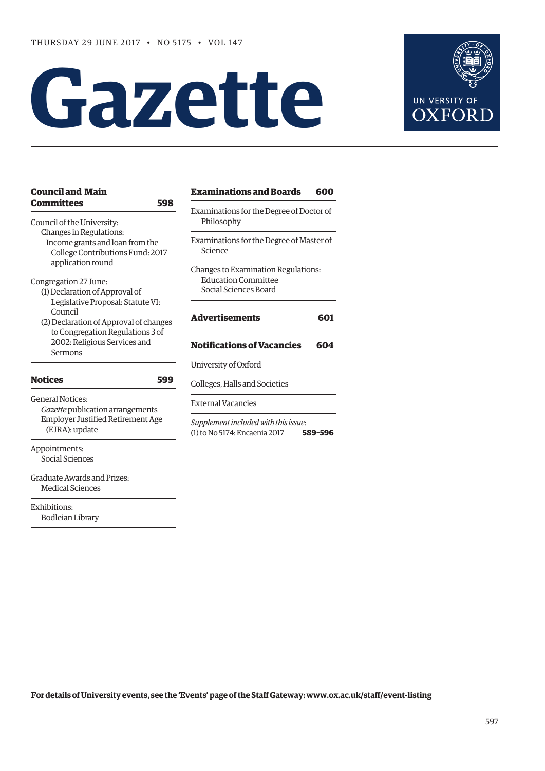THURSDAY 29 JUNE 2017 • NO 5175 • VOL 147

# Gazette

UNIVERSITY OF OXFORD

## Council and Main Committees 598

Council of the University:
- Changes in Regulations:
  - Income grants and loan from the College Contributions Fund: 2017 application round

Congregation 27 June:
- (1) Declaration of Approval of Legislative Proposal: Statute VI: Council
- (2) Declaration of Approval of changes to Congregation Regulations 3 of 2002: Religious Services and Sermons

## Notices 599

General Notices:
- *Gazette* publication arrangements
- Employer Justified Retirement Age (EJRA): update

Appointments:
- Social Sciences

Graduate Awards and Prizes:
- Medical Sciences

Exhibitions:
- Bodleian Library

## Examinations and Boards 600

Examinations for the Degree of Doctor of Philosophy

Examinations for the Degree of Master of Science

Changes to Examination Regulations:
- Education Committee
- Social Sciences Board

## Advertisements 601

## Notifications of Vacancies 604

University of Oxford

Colleges, Halls and Societies

External Vacancies

*Supplement included with this issue*:
(1) to No 5174: Encaenia 2017 **589–596**

**For details of University events, see the 'Events' page of the Staff Gateway: www.ox.ac.uk/staff/event-listing**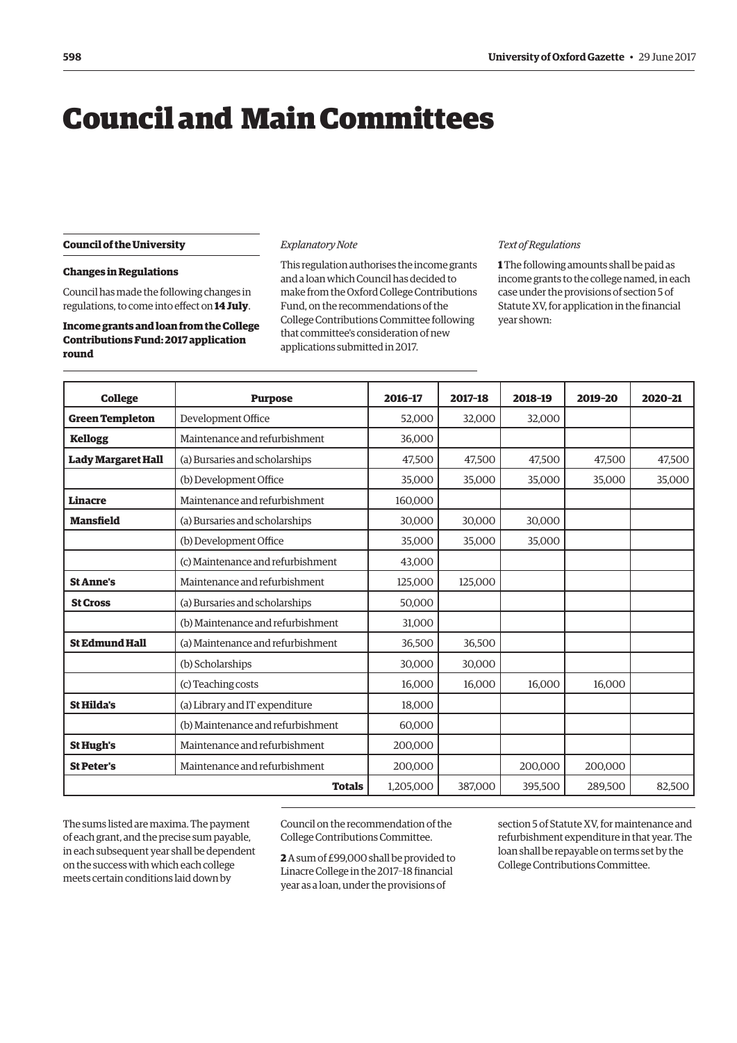# Council and Main Committees

## Council of the University

### Changes in Regulations

Council has made the following changes in regulations, to come into effect on **14 July**.

**Income grants and loan from the College Contributions Fund: 2017 application round**

*Explanatory Note*

This regulation authorises the income grants and a loan which Council has decided to make from the Oxford College Contributions Fund, on the recommendations of the College Contributions Committee following that committee's consideration of new applications submitted in 2017.

*Text of Regulations*

**1** The following amounts shall be paid as income grants to the college named, in each case under the provisions of section 5 of Statute XV, for application in the financial year shown:

| College | Purpose | 2016–17 | 2017–18 | 2018–19 | 2019–20 | 2020–21 |
|---|---|---|---|---|---|---|
| **Green Templeton** | Development Office | 52,000 | 32,000 | 32,000 | | |
| **Kellogg** | Maintenance and refurbishment | 36,000 | | | | |
| **Lady Margaret Hall** | (a) Bursaries and scholarships | 47,500 | 47,500 | 47,500 | 47,500 | 47,500 |
| | (b) Development Office | 35,000 | 35,000 | 35,000 | 35,000 | 35,000 |
| **Linacre** | Maintenance and refurbishment | 160,000 | | | | |
| **Mansfield** | (a) Bursaries and scholarships | 30,000 | 30,000 | 30,000 | | |
| | (b) Development Office | 35,000 | 35,000 | 35,000 | | |
| | (c) Maintenance and refurbishment | 43,000 | | | | |
| **St Anne's** | Maintenance and refurbishment | 125,000 | 125,000 | | | |
| **St Cross** | (a) Bursaries and scholarships | 50,000 | | | | |
| | (b) Maintenance and refurbishment | 31,000 | | | | |
| **St Edmund Hall** | (a) Maintenance and refurbishment | 36,500 | 36,500 | | | |
| | (b) Scholarships | 30,000 | 30,000 | | | |
| | (c) Teaching costs | 16,000 | 16,000 | 16,000 | 16,000 | |
| **St Hilda's** | (a) Library and IT expenditure | 18,000 | | | | |
| | (b) Maintenance and refurbishment | 60,000 | | | | |
| **St Hugh's** | Maintenance and refurbishment | 200,000 | | | | |
| **St Peter's** | Maintenance and refurbishment | 200,000 | | 200,000 | 200,000 | |
| | **Totals** | 1,205,000 | 387,000 | 395,500 | 289,500 | 82,500 |

The sums listed are maxima. The payment of each grant, and the precise sum payable, in each subsequent year shall be dependent on the success with which each college meets certain conditions laid down by Council on the recommendation of the College Contributions Committee.

**2** A sum of £99,000 shall be provided to Linacre College in the 2017–18 financial year as a loan, under the provisions of section 5 of Statute XV, for maintenance and refurbishment expenditure in that year. The loan shall be repayable on terms set by the College Contributions Committee.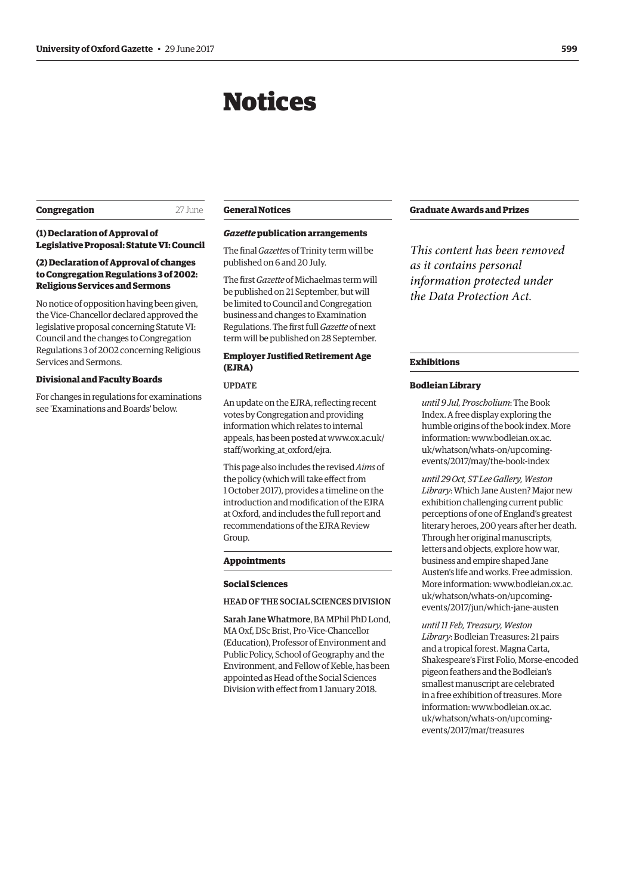# Notices

## Congregation

27 June

### (1) Declaration of Approval of Legislative Proposal: Statute VI: Council

### (2) Declaration of Approval of changes to Congregation Regulations 3 of 2002: Religious Services and Sermons

No notice of opposition having been given, the Vice-Chancellor declared approved the legislative proposal concerning Statute VI: Council and the changes to Congregation Regulations 3 of 2002 concerning Religious Services and Sermons.

### Divisional and Faculty Boards

For changes in regulations for examinations see 'Examinations and Boards' below.

## General Notices

### *Gazette* publication arrangements

The final *Gazette*s of Trinity term will be published on 6 and 20 July.

The first *Gazette* of Michaelmas term will be published on 21 September, but will be limited to Council and Congregation business and changes to Examination Regulations. The first full *Gazette* of next term will be published on 28 September.

### Employer Justified Retirement Age (EJRA)

UPDATE

An update on the EJRA, reflecting recent votes by Congregation and providing information which relates to internal appeals, has been posted at www.ox.ac.uk/staff/working_at_oxford/ejra.

This page also includes the revised *Aims* of the policy (which will take effect from 1 October 2017), provides a timeline on the introduction and modification of the EJRA at Oxford, and includes the full report and recommendations of the EJRA Review Group.

## Appointments

### Social Sciences

HEAD OF THE SOCIAL SCIENCES DIVISION

**Sarah Jane Whatmore**, BA MPhil PhD Lond, MA Oxf, DSc Brist, Pro-Vice-Chancellor (Education), Professor of Environment and Public Policy, School of Geography and the Environment, and Fellow of Keble, has been appointed as Head of the Social Sciences Division with effect from 1 January 2018.

## Graduate Awards and Prizes

*This content has been removed as it contains personal information protected under the Data Protection Act.*

## Exhibitions

### Bodleian Library

*until 9 Jul, Proscholium*: The Book Index. A free display exploring the humble origins of the book index. More information: www.bodleian.ox.ac.uk/whatson/whats-on/upcoming-events/2017/may/the-book-index

*until 29 Oct, ST Lee Gallery, Weston Library*: Which Jane Austen? Major new exhibition challenging current public perceptions of one of England's greatest literary heroes, 200 years after her death. Through her original manuscripts, letters and objects, explore how war, business and empire shaped Jane Austen's life and works. Free admission. More information: www.bodleian.ox.ac.uk/whatson/whats-on/upcoming-events/2017/jun/which-jane-austen

*until 11 Feb, Treasury, Weston Library*: Bodleian Treasures: 21 pairs and a tropical forest. Magna Carta, Shakespeare's First Folio, Morse-encoded pigeon feathers and the Bodleian's smallest manuscript are celebrated in a free exhibition of treasures. More information: www.bodleian.ox.ac.uk/whatson/whats-on/upcoming-events/2017/mar/treasures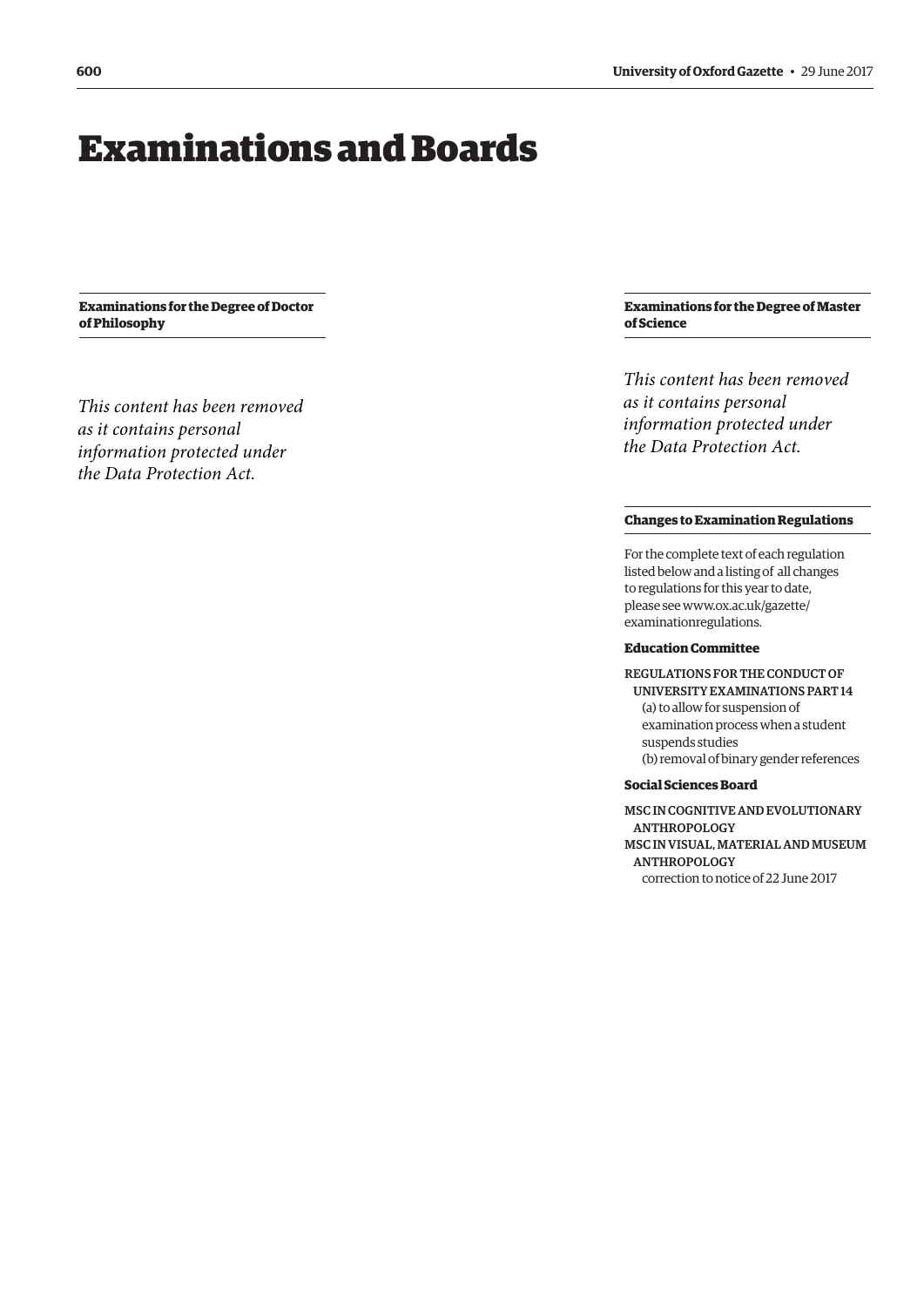# Examinations and Boards

## Examinations for the Degree of Doctor of Philosophy

*This content has been removed as it contains personal information protected under the Data Protection Act.*

## Examinations for the Degree of Master of Science

*This content has been removed as it contains personal information protected under the Data Protection Act.*

## Changes to Examination Regulations

For the complete text of each regulation listed below and a listing of all changes to regulations for this year to date, please see www.ox.ac.uk/gazette/examinationregulations.

### Education Committee

REGULATIONS FOR THE CONDUCT OF UNIVERSITY EXAMINATIONS PART 14
(a) to allow for suspension of examination process when a student suspends studies
(b) removal of binary gender references

### Social Sciences Board

MSC IN COGNITIVE AND EVOLUTIONARY ANTHROPOLOGY
MSC IN VISUAL, MATERIAL AND MUSEUM ANTHROPOLOGY
correction to notice of 22 June 2017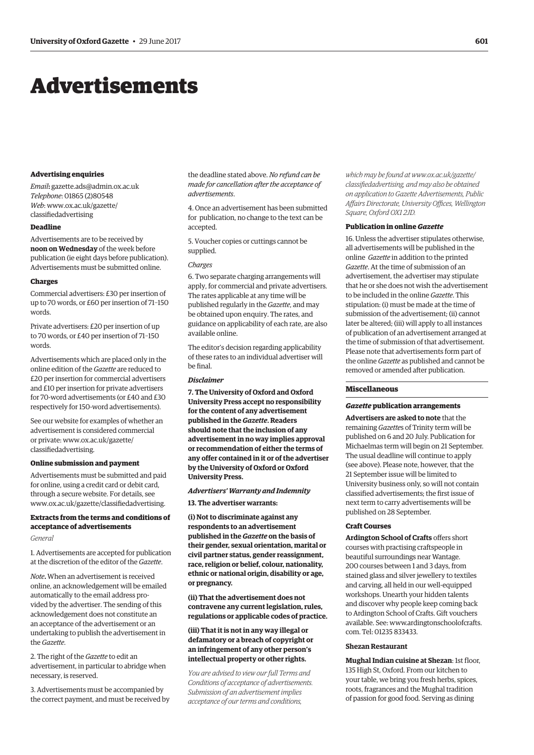# Advertisements

### Advertising enquiries

*Email*: gazette.ads@admin.ox.ac.uk
*Telephone*: 01865 (2)80548
*Web*: www.ox.ac.uk/gazette/classifiedadvertising

### Deadline

Advertisements are to be received by **noon on Wednesday** of the week before publication (ie eight days before publication). Advertisements must be submitted online.

### Charges

Commercial advertisers: £30 per insertion of up to 70 words, or £60 per insertion of 71–150 words.

Private advertisers: £20 per insertion of up to 70 words, or £40 per insertion of 71–150 words.

Advertisements which are placed only in the online edition of the *Gazette* are reduced to £20 per insertion for commercial advertisers and £10 per insertion for private advertisers for 70-word advertisements (or £40 and £30 respectively for 150-word advertisements).

See our website for examples of whether an advertisement is considered commercial or private: www.ox.ac.uk/gazette/classifiedadvertising.

### Online submission and payment

Advertisements must be submitted and paid for online, using a credit card or debit card, through a secure website. For details, see www.ox.ac.uk/gazette/classifiedadvertising.

### Extracts from the terms and conditions of acceptance of advertisements

*General*

1. Advertisements are accepted for publication at the discretion of the editor of the *Gazette*.

*Note*. When an advertisement is received online, an acknowledgement will be emailed automatically to the email address provided by the advertiser. The sending of this acknowledgement does not constitute an acceptance of the advertisement or an undertaking to publish the advertisement in the *Gazette*.

2. The right of the *Gazette* to edit an advertisement, in particular to abridge when necessary, is reserved.

3. Advertisements must be accompanied by the correct payment, and must be received by the deadline stated above. *No refund can be made for cancellation after the acceptance of advertisements*.

4. Once an advertisement has been submitted for publication, no change to the text can be accepted.

5. Voucher copies or cuttings cannot be supplied.

*Charges*

6. Two separate charging arrangements will apply, for commercial and private advertisers. The rates applicable at any time will be published regularly in the *Gazette*, and may be obtained upon enquiry. The rates, and guidance on applicability of each rate, are also available online.

The editor's decision regarding applicability of these rates to an individual advertiser will be final.

***Disclaimer***

**7. The University of Oxford and Oxford University Press accept no responsibility for the content of any advertisement published in the *Gazette*. Readers should note that the inclusion of any advertisement in no way implies approval or recommendation of either the terms of any offer contained in it or of the advertiser by the University of Oxford or Oxford University Press.**

***Advertisers' Warranty and Indemnity***

**13. The advertiser warrants:**

**(i) Not to discriminate against any respondents to an advertisement published in the *Gazette* on the basis of their gender, sexual orientation, marital or civil partner status, gender reassignment, race, religion or belief, colour, nationality, ethnic or national origin, disability or age, or pregnancy.**

**(ii) That the advertisement does not contravene any current legislation, rules, regulations or applicable codes of practice.**

**(iii) That it is not in any way illegal or defamatory or a breach of copyright or an infringement of any other person's intellectual property or other rights.**

*You are advised to view our full Terms and Conditions of acceptance of advertisements. Submission of an advertisement implies acceptance of our terms and conditions, which may be found at www.ox.ac.uk/gazette/classifiedadvertising, and may also be obtained on application to Gazette Advertisements, Public Affairs Directorate, University Offices, Wellington Square, Oxford OX1 2JD.*

### Publication in online *Gazette*

16. Unless the advertiser stipulates otherwise, all advertisements will be published in the online *Gazette* in addition to the printed *Gazette*. At the time of submission of an advertisement, the advertiser may stipulate that he or she does not wish the advertisement to be included in the online *Gazette*. This stipulation: (i) must be made at the time of submission of the advertisement; (ii) cannot later be altered; (iii) will apply to all instances of publication of an advertisement arranged at the time of submission of that advertisement. Please note that advertisements form part of the online *Gazette* as published and cannot be removed or amended after publication.

## Miscellaneous

### *Gazette* publication arrangements

**Advertisers are asked to note** that the remaining *Gazette*s of Trinity term will be published on 6 and 20 July. Publication for Michaelmas term will begin on 21 September. The usual deadline will continue to apply (see above). Please note, however, that the 21 September issue will be limited to University business only, so will not contain classified advertisements; the first issue of next term to carry advertisements will be published on 28 September.

### Craft Courses

**Ardington School of Crafts** offers short courses with practising craftspeople in beautiful surroundings near Wantage. 200 courses between 1 and 3 days, from stained glass and silver jewellery to textiles and carving, all held in our well-equipped workshops. Unearth your hidden talents and discover why people keep coming back to Ardington School of Crafts. Gift vouchers available. See: www.ardingtonschoolofcrafts.com. Tel: 01235 833433.

### Shezan Restaurant

**Mughal Indian cuisine at Shezan**: 1st floor, 135 High St, Oxford. From our kitchen to your table, we bring you fresh herbs, spices, roots, fragrances and the Mughal tradition of passion for good food. Serving as dining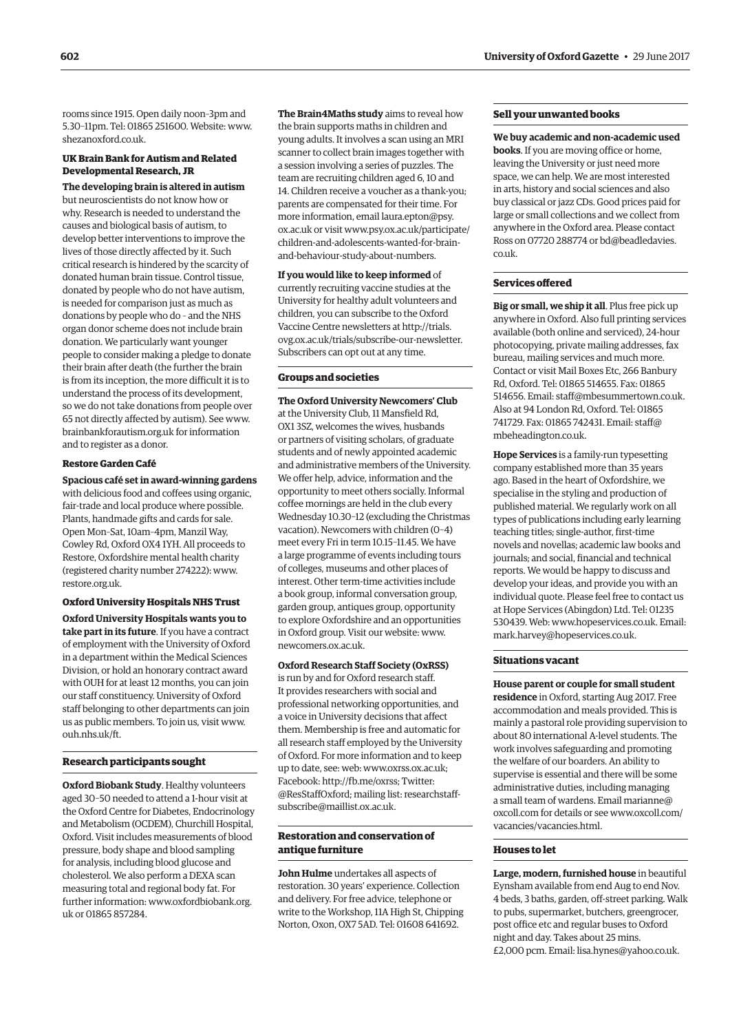rooms since 1915. Open daily noon–3pm and 5.30–11pm. Tel: 01865 251600. Website: www.shezanoxford.co.uk.

**UK Brain Bank for Autism and Related Developmental Research, JR**

**The developing brain is altered in autism** but neuroscientists do not know how or why. Research is needed to understand the causes and biological basis of autism, to develop better interventions to improve the lives of those directly affected by it. Such critical research is hindered by the scarcity of donated human brain tissue. Control tissue, donated by people who do not have autism, is needed for comparison just as much as donations by people who do – and the NHS organ donor scheme does not include brain donation. We particularly want younger people to consider making a pledge to donate their brain after death (the further the brain is from its inception, the more difficult it is to understand the process of its development, so we do not take donations from people over 65 not directly affected by autism). See www.brainbankforautism.org.uk for information and to register as a donor.

**Restore Garden Café**

**Spacious café set in award-winning gardens** with delicious food and coffees using organic, fair-trade and local produce where possible. Plants, handmade gifts and cards for sale. Open Mon–Sat, 10am–4pm, Manzil Way, Cowley Rd, Oxford OX4 1YH. All proceeds to Restore, Oxfordshire mental health charity (registered charity number 274222): www.restore.org.uk.

**Oxford University Hospitals NHS Trust**

**Oxford University Hospitals wants you to take part in its future**. If you have a contract of employment with the University of Oxford in a department within the Medical Sciences Division, or hold an honorary contract award with OUH for at least 12 months, you can join our staff constituency. University of Oxford staff belonging to other departments can join us as public members. To join us, visit www.ouh.nhs.uk/ft.

## Research participants sought

**Oxford Biobank Study**. Healthy volunteers aged 30–50 needed to attend a 1-hour visit at the Oxford Centre for Diabetes, Endocrinology and Metabolism (OCDEM), Churchill Hospital, Oxford. Visit includes measurements of blood pressure, body shape and blood sampling for analysis, including blood glucose and cholesterol. We also perform a DEXA scan measuring total and regional body fat. For further information: www.oxfordbiobank.org.uk or 01865 857284.

**The Brain4Maths study** aims to reveal how the brain supports maths in children and young adults. It involves a scan using an MRI scanner to collect brain images together with a session involving a series of puzzles. The team are recruiting children aged 6, 10 and 14. Children receive a voucher as a thank-you; parents are compensated for their time. For more information, email laura.epton@psy.ox.ac.uk or visit www.psy.ox.ac.uk/participate/children-and-adolescents-wanted-for-brain-and-behaviour-study-about-numbers.

**If you would like to keep informed** of currently recruiting vaccine studies at the University for healthy adult volunteers and children, you can subscribe to the Oxford Vaccine Centre newsletters at http://trials.ovg.ox.ac.uk/trials/subscribe-our-newsletter. Subscribers can opt out at any time.

## Groups and societies

**The Oxford University Newcomers' Club** at the University Club, 11 Mansfield Rd, OX1 3SZ, welcomes the wives, husbands or partners of visiting scholars, of graduate students and of newly appointed academic and administrative members of the University. We offer help, advice, information and the opportunity to meet others socially. Informal coffee mornings are held in the club every Wednesday 10.30–12 (excluding the Christmas vacation). Newcomers with children (0–4) meet every Fri in term 10.15–11.45. We have a large programme of events including tours of colleges, museums and other places of interest. Other term-time activities include a book group, informal conversation group, garden group, antiques group, opportunity to explore Oxfordshire and an opportunities in Oxford group. Visit our website: www.newcomers.ox.ac.uk.

**Oxford Research Staff Society (OxRSS)** is run by and for Oxford research staff. It provides researchers with social and professional networking opportunities, and a voice in University decisions that affect them. Membership is free and automatic for all research staff employed by the University of Oxford. For more information and to keep up to date, see: web: www.oxrss.ox.ac.uk; Facebook: http://fb.me/oxrss; Twitter: @ResStaffOxford; mailing list: researchstaff-subscribe@maillist.ox.ac.uk.

## Restoration and conservation of antique furniture

**John Hulme** undertakes all aspects of restoration. 30 years' experience. Collection and delivery. For free advice, telephone or write to the Workshop, 11A High St, Chipping Norton, Oxon, OX7 5AD. Tel: 01608 641692.

## Sell your unwanted books

**We buy academic and non-academic used books**. If you are moving office or home, leaving the University or just need more space, we can help. We are most interested in arts, history and social sciences and also buy classical or jazz CDs. Good prices paid for large or small collections and we collect from anywhere in the Oxford area. Please contact Ross on 07720 288774 or bd@beadledavies.co.uk.

## Services offered

**Big or small, we ship it all**. Plus free pick up anywhere in Oxford. Also full printing services available (both online and serviced), 24-hour photocopying, private mailing addresses, fax bureau, mailing services and much more. Contact or visit Mail Boxes Etc, 266 Banbury Rd, Oxford. Tel: 01865 514655. Fax: 01865 514656. Email: staff@mbesummertown.co.uk. Also at 94 London Rd, Oxford. Tel: 01865 741729. Fax: 01865 742431. Email: staff@mbeheadington.co.uk.

**Hope Services** is a family-run typesetting company established more than 35 years ago. Based in the heart of Oxfordshire, we specialise in the styling and production of published material. We regularly work on all types of publications including early learning teaching titles; single-author, first-time novels and novellas; academic law books and journals; and social, financial and technical reports. We would be happy to discuss and develop your ideas, and provide you with an individual quote. Please feel free to contact us at Hope Services (Abingdon) Ltd. Tel: 01235 530439. Web: www.hopeservices.co.uk. Email: mark.harvey@hopeservices.co.uk.

## Situations vacant

**House parent or couple for small student residence** in Oxford, starting Aug 2017. Free accommodation and meals provided. This is mainly a pastoral role providing supervision to about 80 international A-level students. The work involves safeguarding and promoting the welfare of our boarders. An ability to supervise is essential and there will be some administrative duties, including managing a small team of wardens. Email marianne@oxcoll.com for details or see www.oxcoll.com/vacancies/vacancies.html.

## Houses to let

**Large, modern, furnished house** in beautiful Eynsham available from end Aug to end Nov. 4 beds, 3 baths, garden, off-street parking. Walk to pubs, supermarket, butchers, greengrocer, post office etc and regular buses to Oxford night and day. Takes about 25 mins. £2,000 pcm. Email: lisa.hynes@yahoo.co.uk.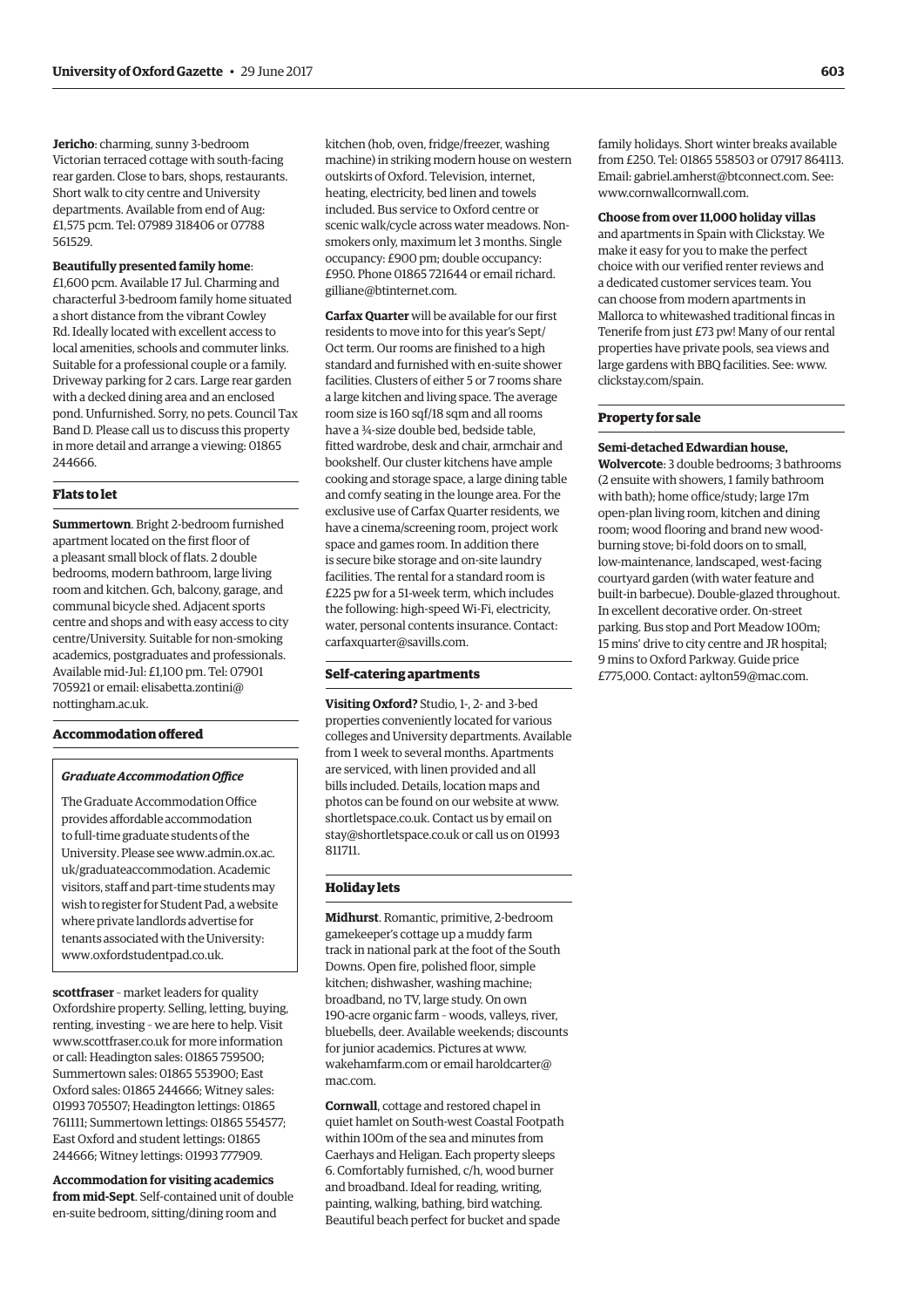**Jericho**: charming, sunny 3-bedroom Victorian terraced cottage with south-facing rear garden. Close to bars, shops, restaurants. Short walk to city centre and University departments. Available from end of Aug: £1,575 pcm. Tel: 07989 318406 or 07788 561529.

**Beautifully presented family home**: £1,600 pcm. Available 17 Jul. Charming and characterful 3-bedroom family home situated a short distance from the vibrant Cowley Rd. Ideally located with excellent access to local amenities, schools and commuter links. Suitable for a professional couple or a family. Driveway parking for 2 cars. Large rear garden with a decked dining area and an enclosed pond. Unfurnished. Sorry, no pets. Council Tax Band D. Please call us to discuss this property in more detail and arrange a viewing: 01865 244666.

## Flats to let

**Summertown**. Bright 2-bedroom furnished apartment located on the first floor of a pleasant small block of flats. 2 double bedrooms, modern bathroom, large living room and kitchen. Gch, balcony, garage, and communal bicycle shed. Adjacent sports centre and shops and with easy access to city centre/University. Suitable for non-smoking academics, postgraduates and professionals. Available mid-Jul: £1,100 pm. Tel: 07901 705921 or email: elisabetta.zontini@nottingham.ac.uk.

## Accommodation offered

### *Graduate Accommodation Office*

The Graduate Accommodation Office provides affordable accommodation to full-time graduate students of the University. Please see www.admin.ox.ac.uk/graduateaccommodation. Academic visitors, staff and part-time students may wish to register for Student Pad, a website where private landlords advertise for tenants associated with the University: www.oxfordstudentpad.co.uk.

**scottfraser** – market leaders for quality Oxfordshire property. Selling, letting, buying, renting, investing – we are here to help. Visit www.scottfraser.co.uk for more information or call: Headington sales: 01865 759500; Summertown sales: 01865 553900; East Oxford sales: 01865 244666; Witney sales: 01993 705507; Headington lettings: 01865 761111; Summertown lettings: 01865 554577; East Oxford and student lettings: 01865 244666; Witney lettings: 01993 777909.

**Accommodation for visiting academics from mid-Sept**. Self-contained unit of double en-suite bedroom, sitting/dining room and kitchen (hob, oven, fridge/freezer, washing machine) in striking modern house on western outskirts of Oxford. Television, internet, heating, electricity, bed linen and towels included. Bus service to Oxford centre or scenic walk/cycle across water meadows. Non-smokers only, maximum let 3 months. Single occupancy: £900 pm; double occupancy: £950. Phone 01865 721644 or email richard.gilliane@btinternet.com.

**Carfax Quarter** will be available for our first residents to move into for this year's Sept/Oct term. Our rooms are finished to a high standard and furnished with en-suite shower facilities. Clusters of either 5 or 7 rooms share a large kitchen and living space. The average room size is 160 sqf/18 sqm and all rooms have a ¾-size double bed, bedside table, fitted wardrobe, desk and chair, armchair and bookshelf. Our cluster kitchens have ample cooking and storage space, a large dining table and comfy seating in the lounge area. For the exclusive use of Carfax Quarter residents, we have a cinema/screening room, project work space and games room. In addition there is secure bike storage and on-site laundry facilities. The rental for a standard room is £225 pw for a 51-week term, which includes the following: high-speed Wi-Fi, electricity, water, personal contents insurance. Contact: carfaxquarter@savills.com.

## Self-catering apartments

**Visiting Oxford?** Studio, 1-, 2- and 3-bed properties conveniently located for various colleges and University departments. Available from 1 week to several months. Apartments are serviced, with linen provided and all bills included. Details, location maps and photos can be found on our website at www.shortletspace.co.uk. Contact us by email on stay@shortletspace.co.uk or call us on 01993 811711.

## Holiday lets

**Midhurst**. Romantic, primitive, 2-bedroom gamekeeper's cottage up a muddy farm track in national park at the foot of the South Downs. Open fire, polished floor, simple kitchen; dishwasher, washing machine; broadband, no TV, large study. On own 190-acre organic farm – woods, valleys, river, bluebells, deer. Available weekends; discounts for junior academics. Pictures at www.wakehamfarm.com or email haroldcarter@mac.com.

**Cornwall**, cottage and restored chapel in quiet hamlet on South-west Coastal Footpath within 100m of the sea and minutes from Caerhays and Heligan. Each property sleeps 6. Comfortably furnished, c/h, wood burner and broadband. Ideal for reading, writing, painting, walking, bathing, bird watching. Beautiful beach perfect for bucket and spade family holidays. Short winter breaks available from £250. Tel: 01865 558503 or 07917 864113. Email: gabriel.amherst@btconnect.com. See: www.cornwallcornwall.com.

**Choose from over 11,000 holiday villas** and apartments in Spain with Clickstay. We make it easy for you to make the perfect choice with our verified renter reviews and a dedicated customer services team. You can choose from modern apartments in Mallorca to whitewashed traditional fincas in Tenerife from just £73 pw! Many of our rental properties have private pools, sea views and large gardens with BBQ facilities. See: www.clickstay.com/spain.

## Property for sale

**Semi-detached Edwardian house, Wolvercote**: 3 double bedrooms; 3 bathrooms (2 ensuite with showers, 1 family bathroom with bath); home office/study; large 17m open-plan living room, kitchen and dining room; wood flooring and brand new wood-burning stove; bi-fold doors on to small, low-maintenance, landscaped, west-facing courtyard garden (with water feature and built-in barbecue). Double-glazed throughout. In excellent decorative order. On-street parking. Bus stop and Port Meadow 100m; 15 mins' drive to city centre and JR hospital; 9 mins to Oxford Parkway. Guide price £775,000. Contact: aylton59@mac.com.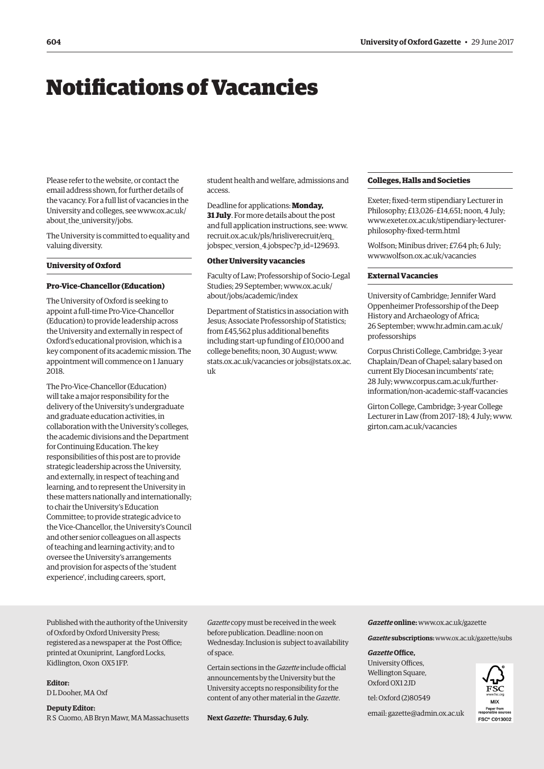# Notifications of Vacancies

Please refer to the website, or contact the email address shown, for further details of the vacancy. For a full list of vacancies in the University and colleges, see www.ox.ac.uk/about_the_university/jobs.

The University is committed to equality and valuing diversity.

## University of Oxford

### Pro-Vice-Chancellor (Education)

The University of Oxford is seeking to appoint a full-time Pro-Vice-Chancellor (Education) to provide leadership across the University and externally in respect of Oxford's educational provision, which is a key component of its academic mission. The appointment will commence on 1 January 2018.

The Pro-Vice-Chancellor (Education) will take a major responsibility for the delivery of the University's undergraduate and graduate education activities, in collaboration with the University's colleges, the academic divisions and the Department for Continuing Education. The key responsibilities of this post are to provide strategic leadership across the University, and externally, in respect of teaching and learning, and to represent the University in these matters nationally and internationally; to chair the University's Education Committee; to provide strategic advice to the Vice-Chancellor, the University's Council and other senior colleagues on all aspects of teaching and learning activity; and to oversee the University's arrangements and provision for aspects of the 'student experience', including careers, sport, student health and welfare, admissions and access.

Deadline for applications: **Monday, 31 July**. For more details about the post and full application instructions, see: www.recruit.ox.ac.uk/pls/hrisliverecruit/erq_jobspec_version_4.jobspec?p_id=129693.

### Other University vacancies

Faculty of Law; Professorship of Socio-Legal Studies; 29 September; www.ox.ac.uk/about/jobs/academic/index

Department of Statistics in association with Jesus; Associate Professorship of Statistics; from £45,562 plus additional benefits including start-up funding of £10,000 and college benefits; noon, 30 August; www.stats.ox.ac.uk/vacancies or jobs@stats.ox.ac.uk

## Colleges, Halls and Societies

Exeter; fixed-term stipendiary Lecturer in Philosophy; £13,026–£14,651; noon, 4 July; www.exeter.ox.ac.uk/stipendiary-lecturer-philosophy-fixed-term.html

Wolfson; Minibus driver; £7.64 ph; 6 July; www.wolfson.ox.ac.uk/vacancies

## External Vacancies

University of Cambridge; Jennifer Ward Oppenheimer Professorship of the Deep History and Archaeology of Africa; 26 September; www.hr.admin.cam.ac.uk/professorships

Corpus Christi College, Cambridge; 3-year Chaplain/Dean of Chapel; salary based on current Ely Diocesan incumbents' rate; 28 July; www.corpus.cam.ac.uk/further-information/non-academic-staff-vacancies

Girton College, Cambridge; 3-year College Lecturer in Law (from 2017–18); 4 July; www.girton.cam.ac.uk/vacancies

---

Published with the authority of the University of Oxford by Oxford University Press; registered as a newspaper at the Post Office; printed at Oxuniprint, Langford Locks, Kidlington, Oxon OX5 1FP.

**Editor:**
D L Dooher, MA Oxf

**Deputy Editor:**
R S Cuomo, AB Bryn Mawr, MA Massachusetts

*Gazette* copy must be received in the week before publication. Deadline: noon on Wednesday. Inclusion is subject to availability of space.

Certain sections in the *Gazette* include official announcements by the University but the University accepts no responsibility for the content of any other material in the *Gazette*.

**Next *Gazette*: Thursday, 6 July.**

***Gazette* online:** www.ox.ac.uk/gazette

***Gazette* subscriptions:** www.ox.ac.uk/gazette/subs

***Gazette* Office,**
University Offices,
Wellington Square,
Oxford OX1 2JD

tel: Oxford (2)80549

email: gazette@admin.ox.ac.uk

FSC www.fsc.org MIX Paper from responsible sources FSC® C013002